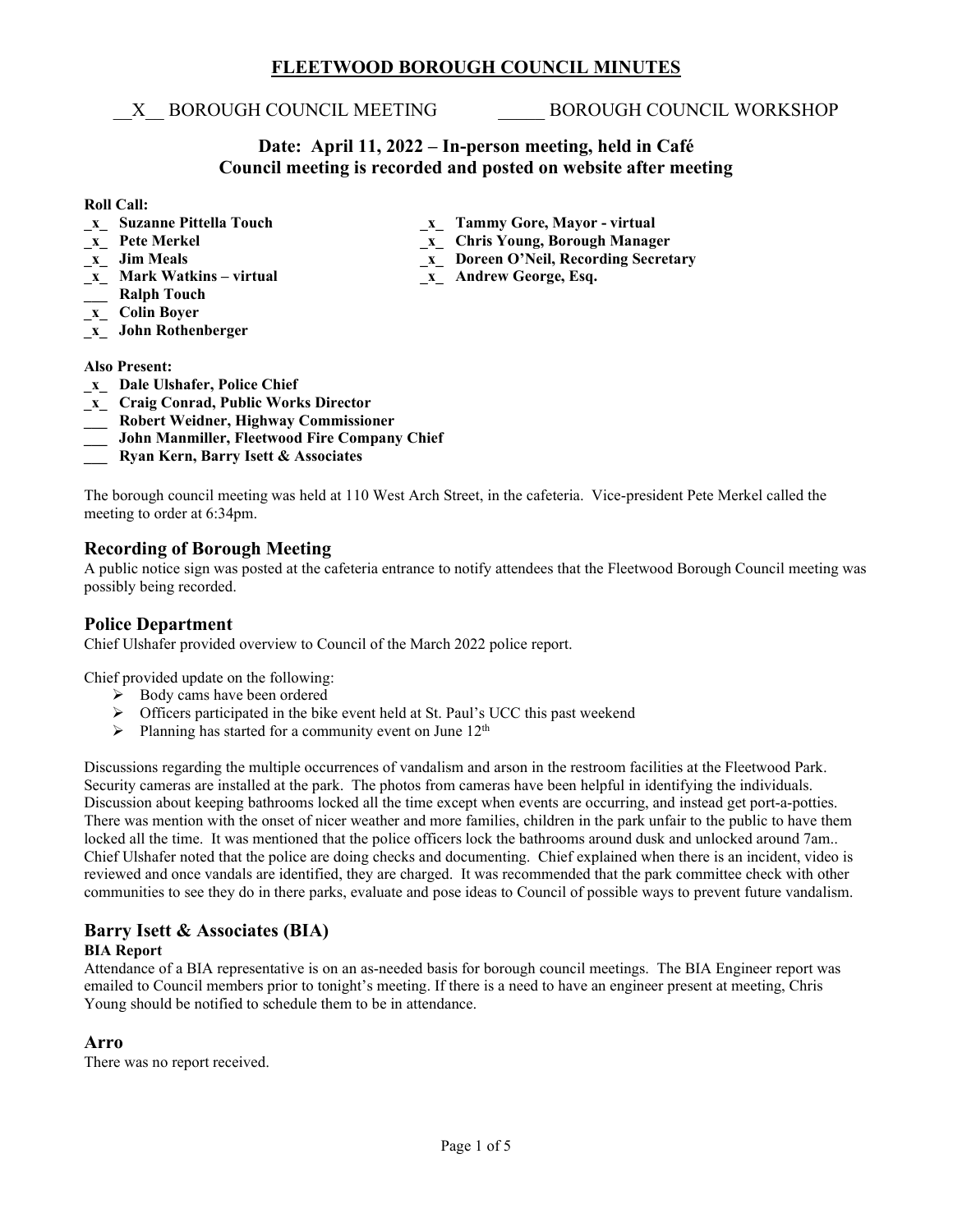# FLEETWOOD BOROUGH COUNCIL MINUTES

__X__ BOROUGH COUNCIL MEETING _____ BOROUGH COUNCIL WORKSHOP

## Date: April 11, 2022 – In-person meeting, held in Café
## Council meeting is recorded and posted on website after meeting

**Roll Call:**

- **_x_ Suzanne Pittella Touch**
- **_x_ Pete Merkel**
- **_x_ Jim Meals**
- **_x_ Mark Watkins – virtual**
- **___ Ralph Touch**
- **_x_ Colin Boyer**
- **_x_ John Rothenberger**
- **_x_ Tammy Gore, Mayor - virtual**
- **_x_ Chris Young, Borough Manager**
- **_x_ Doreen O'Neil, Recording Secretary**
- **_x_ Andrew George, Esq.**

**Also Present:**

- **_x_ Dale Ulshafer, Police Chief**
- **_x_ Craig Conrad, Public Works Director**
- **___ Robert Weidner, Highway Commissioner**
- **___ John Manmiller, Fleetwood Fire Company Chief**
- **___ Ryan Kern, Barry Isett & Associates**

The borough council meeting was held at 110 West Arch Street, in the cafeteria. Vice-president Pete Merkel called the meeting to order at 6:34pm.

## Recording of Borough Meeting

A public notice sign was posted at the cafeteria entrance to notify attendees that the Fleetwood Borough Council meeting was possibly being recorded.

## Police Department

Chief Ulshafer provided overview to Council of the March 2022 police report.

Chief provided update on the following:

- Body cams have been ordered
- Officers participated in the bike event held at St. Paul's UCC this past weekend
- Planning has started for a community event on June 12th

Discussions regarding the multiple occurrences of vandalism and arson in the restroom facilities at the Fleetwood Park. Security cameras are installed at the park. The photos from cameras have been helpful in identifying the individuals. Discussion about keeping bathrooms locked all the time except when events are occurring, and instead get port-a-potties. There was mention with the onset of nicer weather and more families, children in the park unfair to the public to have them locked all the time. It was mentioned that the police officers lock the bathrooms around dusk and unlocked around 7am.. Chief Ulshafer noted that the police are doing checks and documenting. Chief explained when there is an incident, video is reviewed and once vandals are identified, they are charged. It was recommended that the park committee check with other communities to see they do in there parks, evaluate and pose ideas to Council of possible ways to prevent future vandalism.

## Barry Isett & Associates (BIA)

### BIA Report

Attendance of a BIA representative is on an as-needed basis for borough council meetings. The BIA Engineer report was emailed to Council members prior to tonight's meeting. If there is a need to have an engineer present at meeting, Chris Young should be notified to schedule them to be in attendance.

## Arro

There was no report received.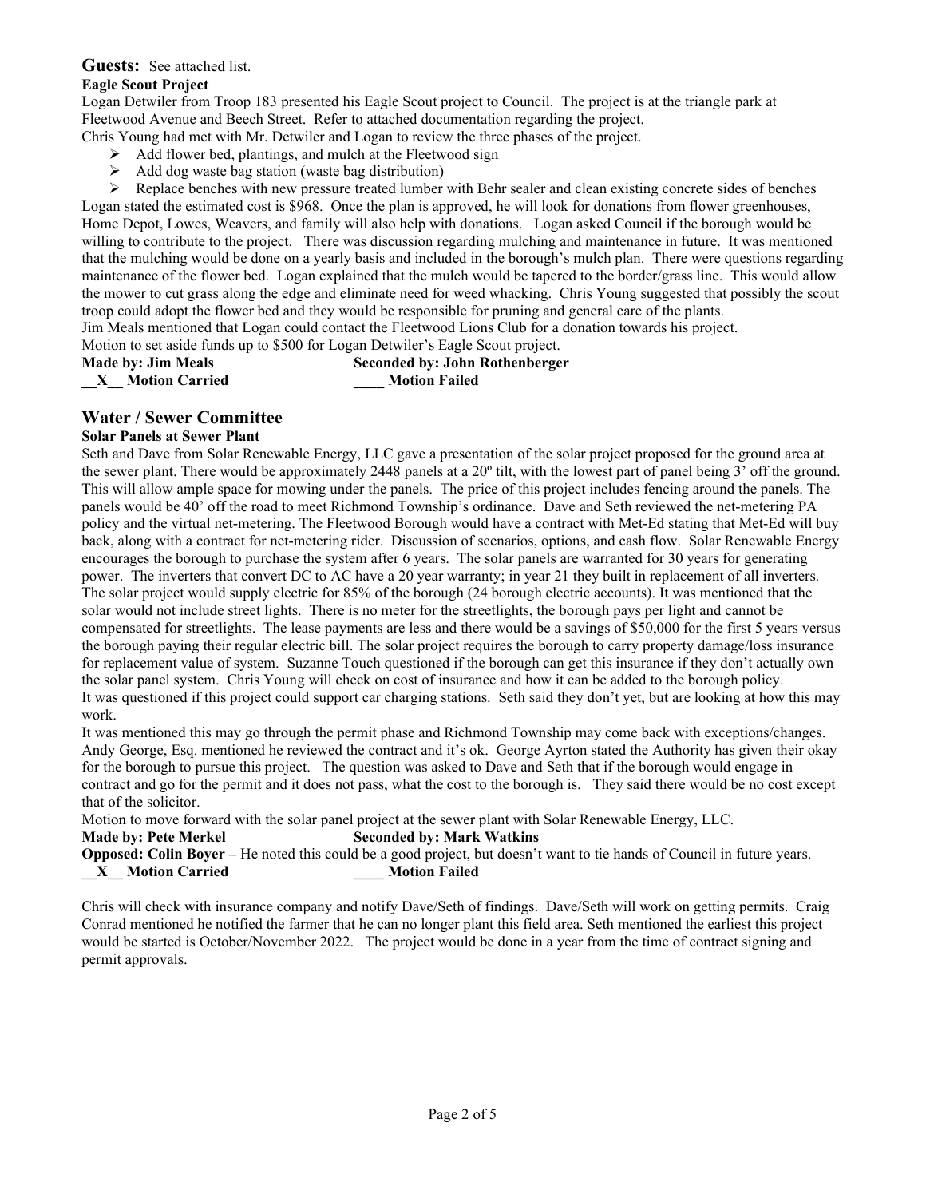**Guests:** See attached list.

**Eagle Scout Project**

Logan Detwiler from Troop 183 presented his Eagle Scout project to Council. The project is at the triangle park at Fleetwood Avenue and Beech Street. Refer to attached documentation regarding the project.

Chris Young had met with Mr. Detwiler and Logan to review the three phases of the project.

- Add flower bed, plantings, and mulch at the Fleetwood sign
- Add dog waste bag station (waste bag distribution)
- Replace benches with new pressure treated lumber with Behr sealer and clean existing concrete sides of benches

Logan stated the estimated cost is $968. Once the plan is approved, he will look for donations from flower greenhouses, Home Depot, Lowes, Weavers, and family will also help with donations. Logan asked Council if the borough would be willing to contribute to the project. There was discussion regarding mulching and maintenance in future. It was mentioned that the mulching would be done on a yearly basis and included in the borough's mulch plan. There were questions regarding maintenance of the flower bed. Logan explained that the mulch would be tapered to the border/grass line. This would allow the mower to cut grass along the edge and eliminate need for weed whacking. Chris Young suggested that possibly the scout troop could adopt the flower bed and they would be responsible for pruning and general care of the plants.

Jim Meals mentioned that Logan could contact the Fleetwood Lions Club for a donation towards his project.

Motion to set aside funds up to $500 for Logan Detwiler's Eagle Scout project.

**Made by: Jim Meals** **Seconded by: John Rothenberger**

**\_\_X\_\_ Motion Carried** **\_\_\_\_ Motion Failed**

## Water / Sewer Committee

**Solar Panels at Sewer Plant**

Seth and Dave from Solar Renewable Energy, LLC gave a presentation of the solar project proposed for the ground area at the sewer plant. There would be approximately 2448 panels at a 20º tilt, with the lowest part of panel being 3' off the ground. This will allow ample space for mowing under the panels. The price of this project includes fencing around the panels. The panels would be 40' off the road to meet Richmond Township's ordinance. Dave and Seth reviewed the net-metering PA policy and the virtual net-metering. The Fleetwood Borough would have a contract with Met-Ed stating that Met-Ed will buy back, along with a contract for net-metering rider. Discussion of scenarios, options, and cash flow. Solar Renewable Energy encourages the borough to purchase the system after 6 years. The solar panels are warranted for 30 years for generating power. The inverters that convert DC to AC have a 20 year warranty; in year 21 they built in replacement of all inverters. The solar project would supply electric for 85% of the borough (24 borough electric accounts). It was mentioned that the solar would not include street lights. There is no meter for the streetlights, the borough pays per light and cannot be compensated for streetlights. The lease payments are less and there would be a savings of $50,000 for the first 5 years versus the borough paying their regular electric bill. The solar project requires the borough to carry property damage/loss insurance for replacement value of system. Suzanne Touch questioned if the borough can get this insurance if they don't actually own the solar panel system. Chris Young will check on cost of insurance and how it can be added to the borough policy.

It was questioned if this project could support car charging stations. Seth said they don't yet, but are looking at how this may work.

It was mentioned this may go through the permit phase and Richmond Township may come back with exceptions/changes. Andy George, Esq. mentioned he reviewed the contract and it's ok. George Ayrton stated the Authority has given their okay for the borough to pursue this project. The question was asked to Dave and Seth that if the borough would engage in contract and go for the permit and it does not pass, what the cost to the borough is. They said there would be no cost except that of the solicitor.

Motion to move forward with the solar panel project at the sewer plant with Solar Renewable Energy, LLC.

**Made by: Pete Merkel** **Seconded by: Mark Watkins**

**Opposed: Colin Boyer –** He noted this could be a good project, but doesn't want to tie hands of Council in future years.

**\_\_X\_\_ Motion Carried** **\_\_\_\_ Motion Failed**

Chris will check with insurance company and notify Dave/Seth of findings. Dave/Seth will work on getting permits. Craig Conrad mentioned he notified the farmer that he can no longer plant this field area. Seth mentioned the earliest this project would be started is October/November 2022. The project would be done in a year from the time of contract signing and permit approvals.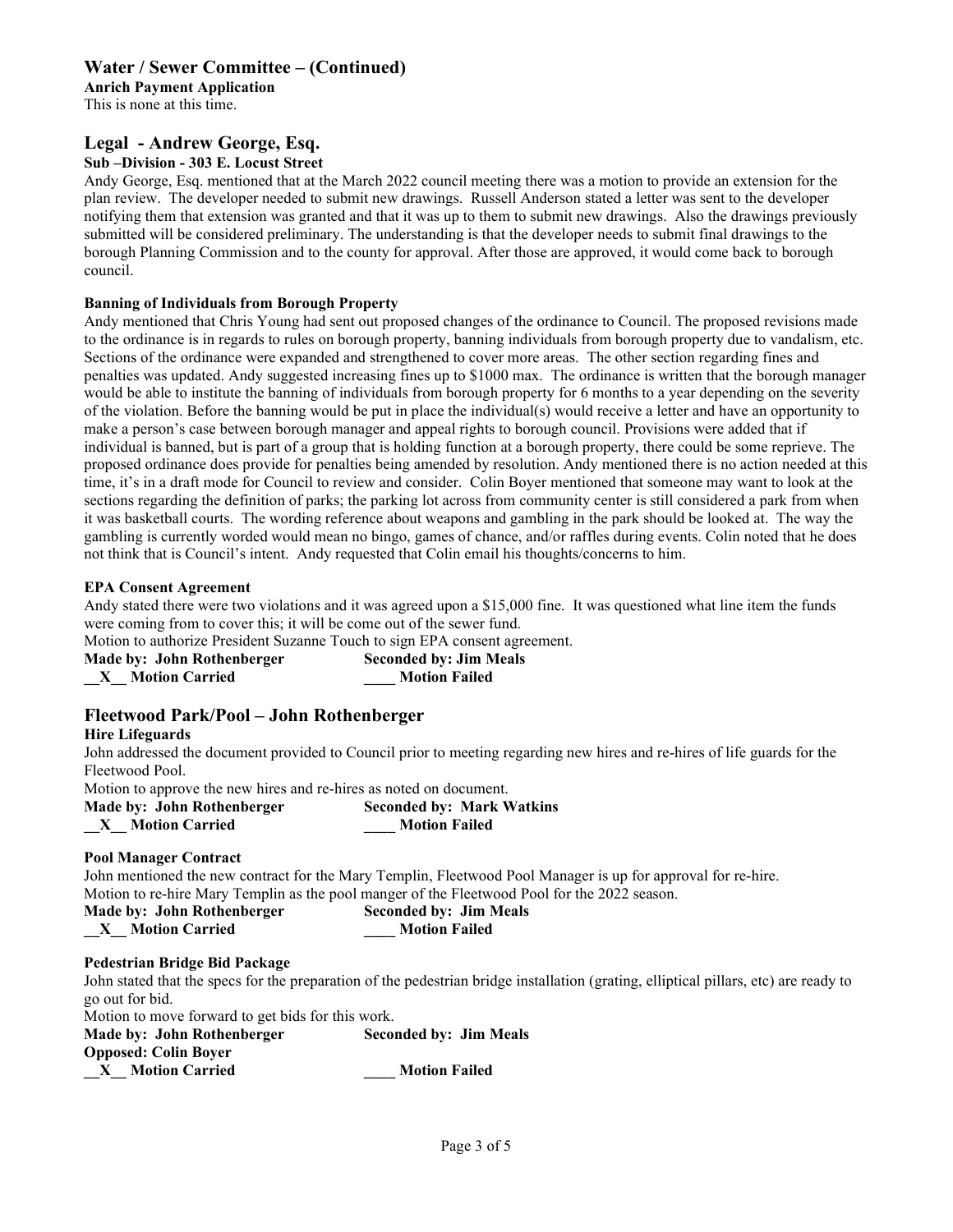## Water / Sewer Committee – (Continued)

**Anrich Payment Application**

This is none at this time.

## Legal - Andrew George, Esq.

**Sub –Division - 303 E. Locust Street**

Andy George, Esq. mentioned that at the March 2022 council meeting there was a motion to provide an extension for the plan review. The developer needed to submit new drawings. Russell Anderson stated a letter was sent to the developer notifying them that extension was granted and that it was up to them to submit new drawings. Also the drawings previously submitted will be considered preliminary. The understanding is that the developer needs to submit final drawings to the borough Planning Commission and to the county for approval. After those are approved, it would come back to borough council.

**Banning of Individuals from Borough Property**

Andy mentioned that Chris Young had sent out proposed changes of the ordinance to Council. The proposed revisions made to the ordinance is in regards to rules on borough property, banning individuals from borough property due to vandalism, etc. Sections of the ordinance were expanded and strengthened to cover more areas. The other section regarding fines and penalties was updated. Andy suggested increasing fines up to $1000 max. The ordinance is written that the borough manager would be able to institute the banning of individuals from borough property for 6 months to a year depending on the severity of the violation. Before the banning would be put in place the individual(s) would receive a letter and have an opportunity to make a person's case between borough manager and appeal rights to borough council. Provisions were added that if individual is banned, but is part of a group that is holding function at a borough property, there could be some reprieve. The proposed ordinance does provide for penalties being amended by resolution. Andy mentioned there is no action needed at this time, it's in a draft mode for Council to review and consider. Colin Boyer mentioned that someone may want to look at the sections regarding the definition of parks; the parking lot across from community center is still considered a park from when it was basketball courts. The wording reference about weapons and gambling in the park should be looked at. The way the gambling is currently worded would mean no bingo, games of chance, and/or raffles during events. Colin noted that he does not think that is Council's intent. Andy requested that Colin email his thoughts/concerns to him.

**EPA Consent Agreement**

Andy stated there were two violations and it was agreed upon a $15,000 fine. It was questioned what line item the funds were coming from to cover this; it will be come out of the sewer fund.

Motion to authorize President Suzanne Touch to sign EPA consent agreement.

**Made by: John Rothenberger** **Seconded by: Jim Meals**

**__X__ Motion Carried** **____ Motion Failed**

## Fleetwood Park/Pool – John Rothenberger

**Hire Lifeguards**

John addressed the document provided to Council prior to meeting regarding new hires and re-hires of life guards for the Fleetwood Pool.

Motion to approve the new hires and re-hires as noted on document.

**Made by: John Rothenberger** **Seconded by: Mark Watkins**

**__X__ Motion Carried** **____ Motion Failed**

**Pool Manager Contract**

John mentioned the new contract for the Mary Templin, Fleetwood Pool Manager is up for approval for re-hire.

Motion to re-hire Mary Templin as the pool manger of the Fleetwood Pool for the 2022 season.

**Made by: John Rothenberger** **Seconded by: Jim Meals**

**__X__ Motion Carried** **____ Motion Failed**

**Pedestrian Bridge Bid Package**

John stated that the specs for the preparation of the pedestrian bridge installation (grating, elliptical pillars, etc) are ready to go out for bid.

Motion to move forward to get bids for this work.

**Made by: John Rothenberger** **Seconded by: Jim Meals**

**Opposed: Colin Boyer**

**__X__ Motion Carried** **____ Motion Failed**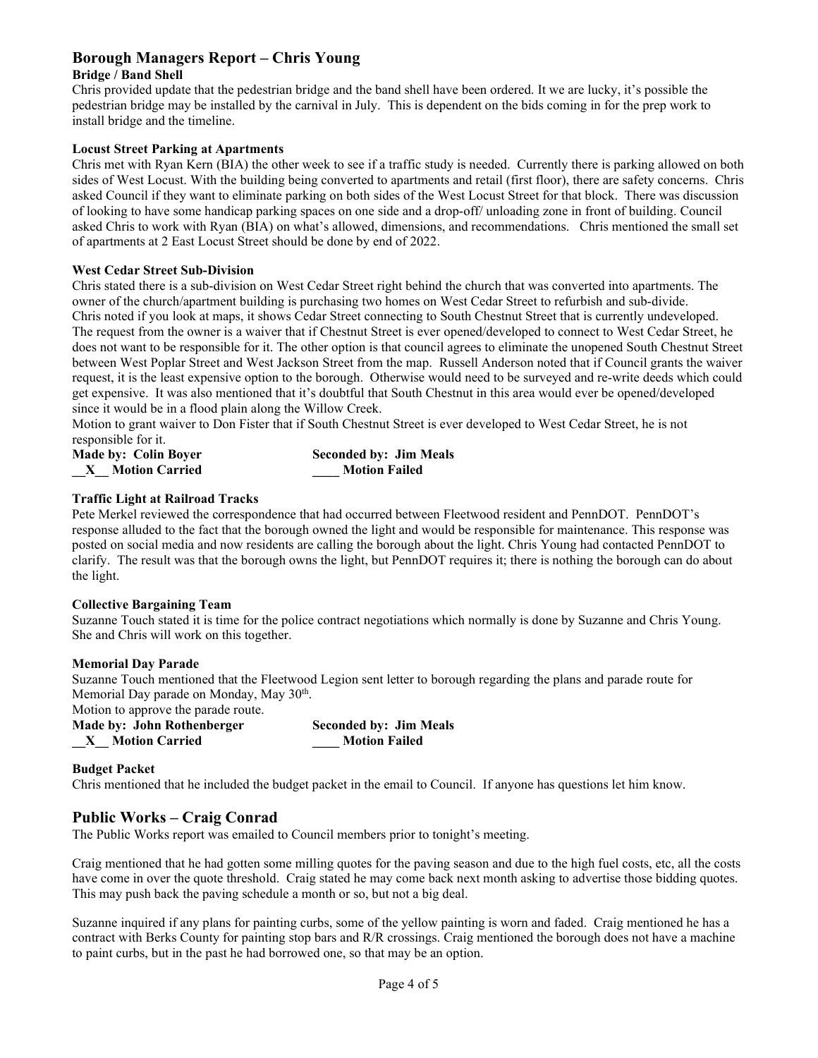## Borough Managers Report – Chris Young

**Bridge / Band Shell**

Chris provided update that the pedestrian bridge and the band shell have been ordered. It we are lucky, it's possible the pedestrian bridge may be installed by the carnival in July. This is dependent on the bids coming in for the prep work to install bridge and the timeline.

**Locust Street Parking at Apartments**

Chris met with Ryan Kern (BIA) the other week to see if a traffic study is needed. Currently there is parking allowed on both sides of West Locust. With the building being converted to apartments and retail (first floor), there are safety concerns. Chris asked Council if they want to eliminate parking on both sides of the West Locust Street for that block. There was discussion of looking to have some handicap parking spaces on one side and a drop-off/ unloading zone in front of building. Council asked Chris to work with Ryan (BIA) on what's allowed, dimensions, and recommendations. Chris mentioned the small set of apartments at 2 East Locust Street should be done by end of 2022.

**West Cedar Street Sub-Division**

Chris stated there is a sub-division on West Cedar Street right behind the church that was converted into apartments. The owner of the church/apartment building is purchasing two homes on West Cedar Street to refurbish and sub-divide. Chris noted if you look at maps, it shows Cedar Street connecting to South Chestnut Street that is currently undeveloped. The request from the owner is a waiver that if Chestnut Street is ever opened/developed to connect to West Cedar Street, he does not want to be responsible for it. The other option is that council agrees to eliminate the unopened South Chestnut Street between West Poplar Street and West Jackson Street from the map. Russell Anderson noted that if Council grants the waiver request, it is the least expensive option to the borough. Otherwise would need to be surveyed and re-write deeds which could get expensive. It was also mentioned that it's doubtful that South Chestnut in this area would ever be opened/developed since it would be in a flood plain along the Willow Creek.

Motion to grant waiver to Don Fister that if South Chestnut Street is ever developed to West Cedar Street, he is not responsible for it.

**Made by: Colin Boyer** **Seconded by: Jim Meals**
**\_\_X\_\_ Motion Carried** **\_\_\_\_ Motion Failed**

**Traffic Light at Railroad Tracks**

Pete Merkel reviewed the correspondence that had occurred between Fleetwood resident and PennDOT. PennDOT's response alluded to the fact that the borough owned the light and would be responsible for maintenance. This response was posted on social media and now residents are calling the borough about the light. Chris Young had contacted PennDOT to clarify. The result was that the borough owns the light, but PennDOT requires it; there is nothing the borough can do about the light.

**Collective Bargaining Team**

Suzanne Touch stated it is time for the police contract negotiations which normally is done by Suzanne and Chris Young. She and Chris will work on this together.

**Memorial Day Parade**

Suzanne Touch mentioned that the Fleetwood Legion sent letter to borough regarding the plans and parade route for Memorial Day parade on Monday, May 30th.

Motion to approve the parade route.

**Made by: John Rothenberger** **Seconded by: Jim Meals**
**\_\_X\_\_ Motion Carried** **\_\_\_\_ Motion Failed**

**Budget Packet**

Chris mentioned that he included the budget packet in the email to Council. If anyone has questions let him know.

## Public Works – Craig Conrad

The Public Works report was emailed to Council members prior to tonight's meeting.

Craig mentioned that he had gotten some milling quotes for the paving season and due to the high fuel costs, etc, all the costs have come in over the quote threshold. Craig stated he may come back next month asking to advertise those bidding quotes. This may push back the paving schedule a month or so, but not a big deal.

Suzanne inquired if any plans for painting curbs, some of the yellow painting is worn and faded. Craig mentioned he has a contract with Berks County for painting stop bars and R/R crossings. Craig mentioned the borough does not have a machine to paint curbs, but in the past he had borrowed one, so that may be an option.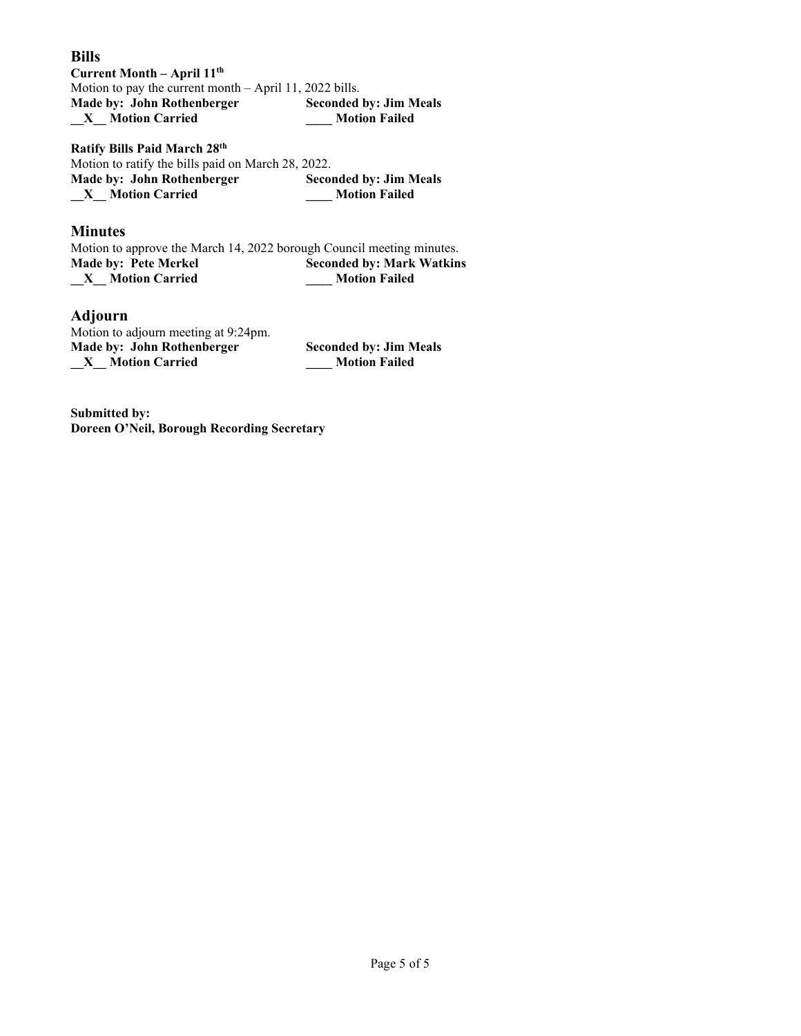## Bills

**Current Month – April 11th**

Motion to pay the current month – April 11, 2022 bills.

**Made by: John Rothenberger** **Seconded by: Jim Meals**

**__X__ Motion Carried** **____ Motion Failed**

**Ratify Bills Paid March 28th**

Motion to ratify the bills paid on March 28, 2022.

**Made by: John Rothenberger** **Seconded by: Jim Meals**

**__X__ Motion Carried** **____ Motion Failed**

## Minutes

Motion to approve the March 14, 2022 borough Council meeting minutes.

**Made by: Pete Merkel** **Seconded by: Mark Watkins**

**__X__ Motion Carried** **____ Motion Failed**

## Adjourn

Motion to adjourn meeting at 9:24pm.

**Made by: John Rothenberger** **Seconded by: Jim Meals**

**__X__ Motion Carried** **____ Motion Failed**

**Submitted by:**
**Doreen O'Neil, Borough Recording Secretary**